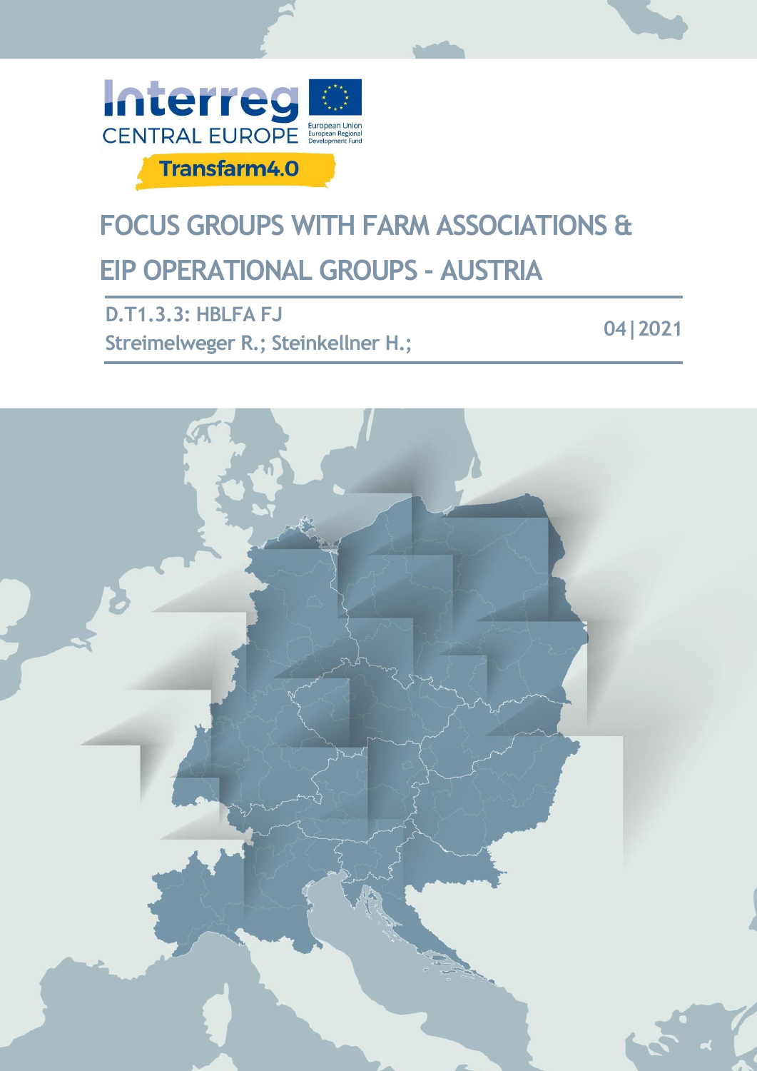Interreg
CENTRAL EUROPE

European Union
European Regional
Development Fund

Transfarm4.0

# FOCUS GROUPS WITH FARM ASSOCIATIONS & EIP OPERATIONAL GROUPS - AUSTRIA

**D.T1.3.3: HBLFA FJ**

**Streimelweger R.; Steinkellner H.;**

**04|2021**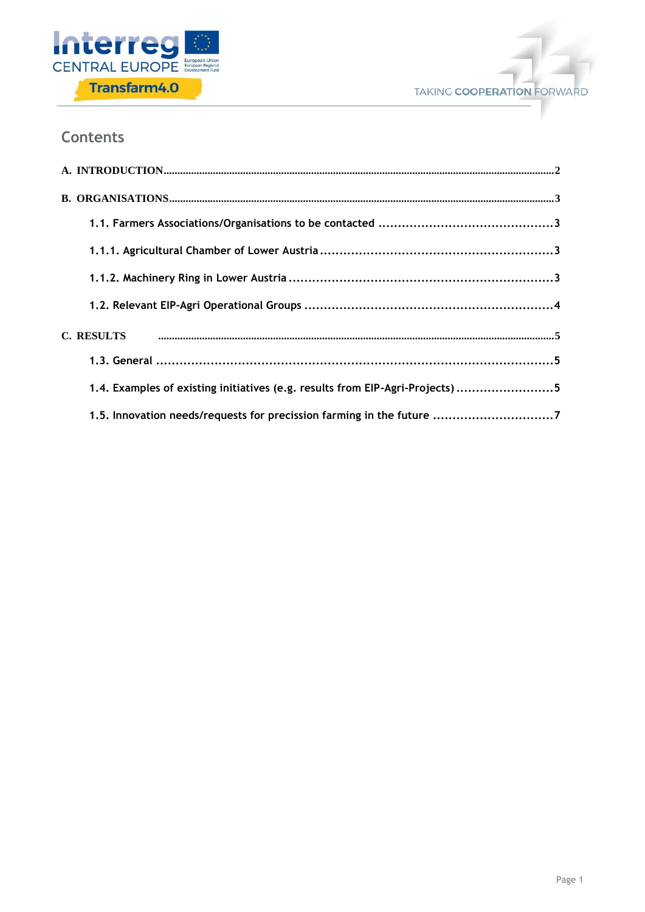## Contents

A. INTRODUCTION .......... 2

B. ORGANISATIONS .......... 3

- 1.1. Farmers Associations/Organisations to be contacted .......... 3
- 1.1.1. Agricultural Chamber of Lower Austria .......... 3
- 1.1.2. Machinery Ring in Lower Austria .......... 3
- 1.2. Relevant EIP-Agri Operational Groups .......... 4

C. RESULTS .......... 5

- 1.3. General .......... 5
- 1.4. Examples of existing initiatives (e.g. results from EIP-Agri-Projects) .......... 5
- 1.5. Innovation needs/requests for precission farming in the future .......... 7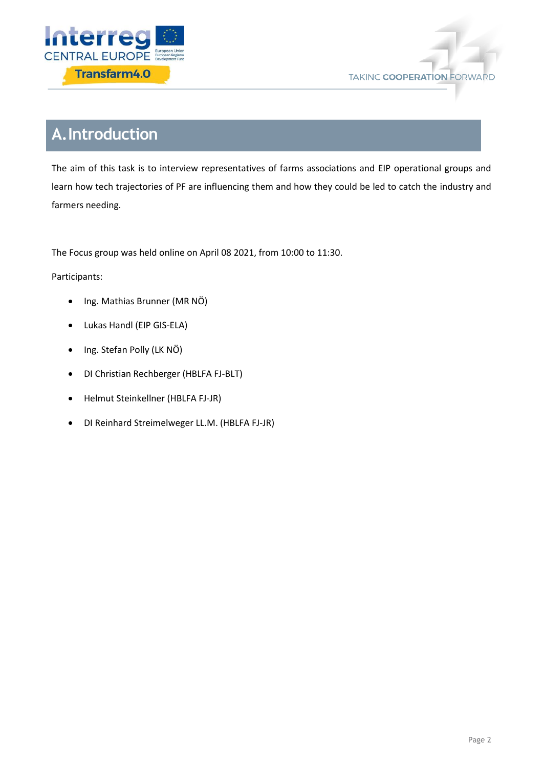# A. Introduction

The aim of this task is to interview representatives of farms associations and EIP operational groups and learn how tech trajectories of PF are influencing them and how they could be led to catch the industry and farmers needing.

The Focus group was held online on April 08 2021, from 10:00 to 11:30.

Participants:

- Ing. Mathias Brunner (MR NÖ)
- Lukas Handl (EIP GIS-ELA)
- Ing. Stefan Polly (LK NÖ)
- DI Christian Rechberger (HBLFA FJ-BLT)
- Helmut Steinkellner (HBLFA FJ-JR)
- DI Reinhard Streimelweger LL.M. (HBLFA FJ-JR)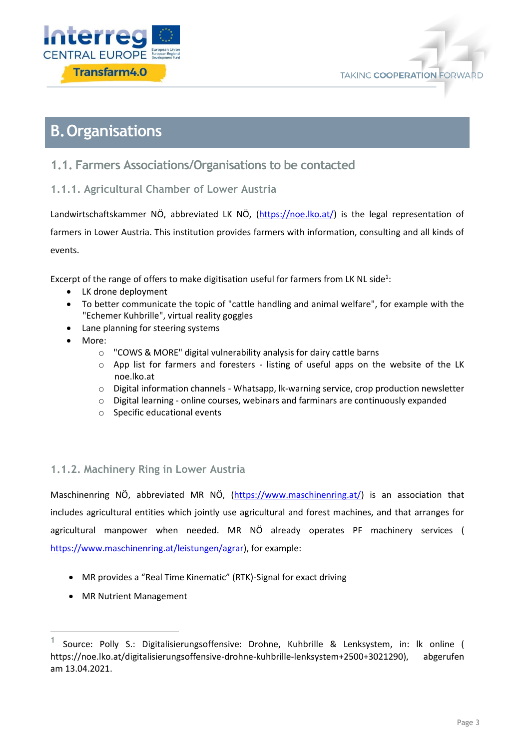# B. Organisations

## 1.1. Farmers Associations/Organisations to be contacted

### 1.1.1. Agricultural Chamber of Lower Austria

Landwirtschaftskammer NÖ, abbreviated LK NÖ, (https://noe.lko.at/) is the legal representation of farmers in Lower Austria. This institution provides farmers with information, consulting and all kinds of events.

Excerpt of the range of offers to make digitisation useful for farmers from LK NL side[1]:

- LK drone deployment
- To better communicate the topic of "cattle handling and animal welfare", for example with the "Echemer Kuhbrille", virtual reality goggles
- Lane planning for steering systems
- More:
  - "COWS & MORE" digital vulnerability analysis for dairy cattle barns
  - App list for farmers and foresters - listing of useful apps on the website of the LK noe.lko.at
  - Digital information channels - Whatsapp, lk-warning service, crop production newsletter
  - Digital learning - online courses, webinars and farminars are continuously expanded
  - Specific educational events

### 1.1.2. Machinery Ring in Lower Austria

Maschinenring NÖ, abbreviated MR NÖ, (https://www.maschinenring.at/) is an association that includes agricultural entities which jointly use agricultural and forest machines, and that arranges for agricultural manpower when needed. MR NÖ already operates PF machinery services ( https://www.maschinenring.at/leistungen/agrar), for example:

- MR provides a "Real Time Kinematic" (RTK)-Signal for exact driving
- MR Nutrient Management

[1] Source: Polly S.: Digitalisierungsoffensive: Drohne, Kuhbrille & Lenksystem, in: lk online ( https://noe.lko.at/digitalisierungsoffensive-drohne-kuhbrille-lenksystem+2500+3021290), abgerufen am 13.04.2021.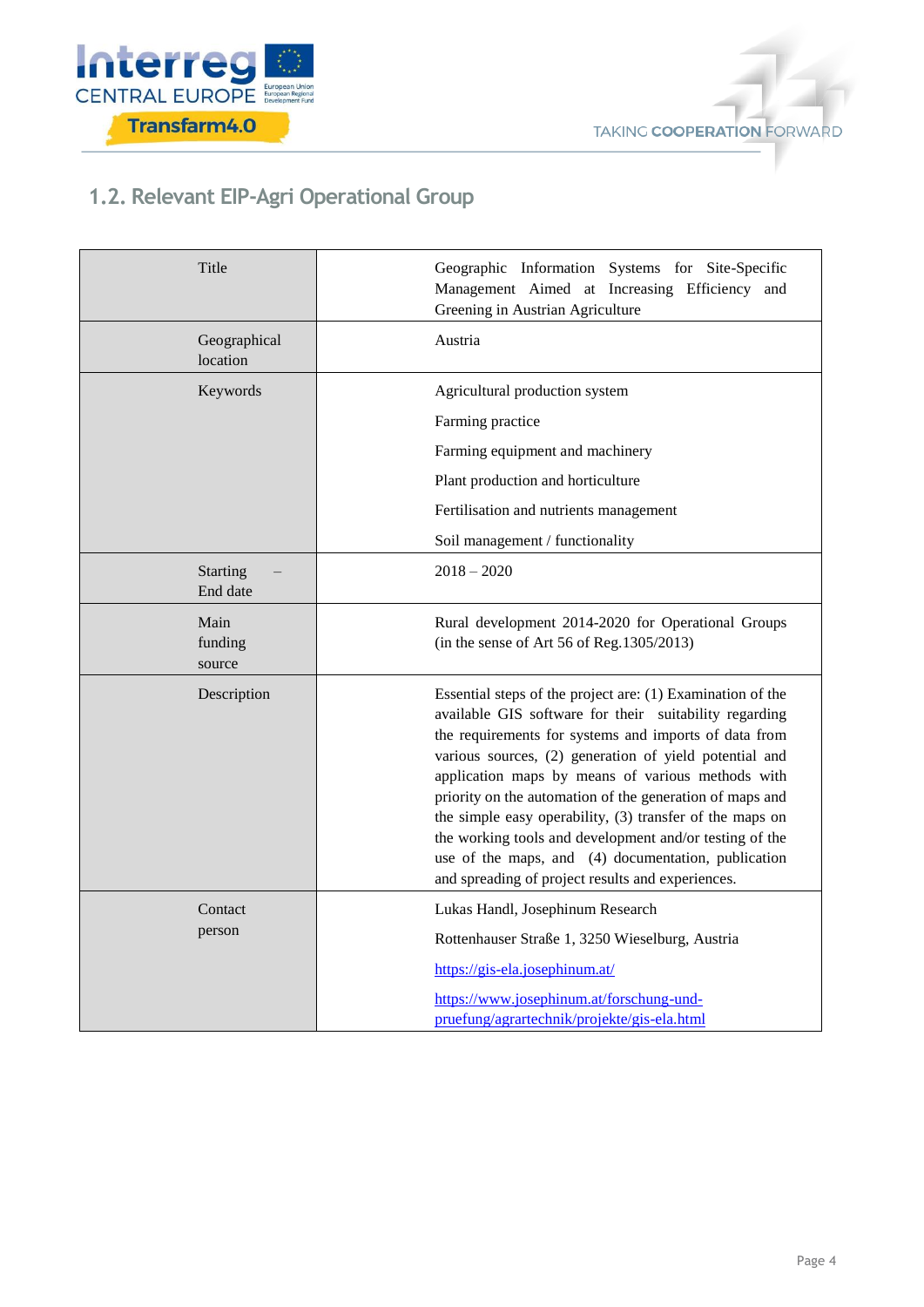## 1.2. Relevant EIP-Agri Operational Group

| | |
|---|---|
| Title | Geographic Information Systems for Site-Specific Management Aimed at Increasing Efficiency and Greening in Austrian Agriculture |
| Geographical location | Austria |
| Keywords | Agricultural production system<br><br>Farming practice<br><br>Farming equipment and machinery<br><br>Plant production and horticulture<br><br>Fertilisation and nutrients management<br><br>Soil management / functionality |
| Starting – End date | 2018 – 2020 |
| Main funding source | Rural development 2014-2020 for Operational Groups (in the sense of Art 56 of Reg.1305/2013) |
| Description | Essential steps of the project are: (1) Examination of the available GIS software for their suitability regarding the requirements for systems and imports of data from various sources, (2) generation of yield potential and application maps by means of various methods with priority on the automation of the generation of maps and the simple easy operability, (3) transfer of the maps on the working tools and development and/or testing of the use of the maps, and (4) documentation, publication and spreading of project results and experiences. |
| Contact person | Lukas Handl, Josephinum Research<br><br>Rottenhauser Straße 1, 3250 Wieselburg, Austria<br><br>https://gis-ela.josephinum.at/<br><br>https://www.josephinum.at/forschung-und-pruefung/agrartechnik/projekte/gis-ela.html |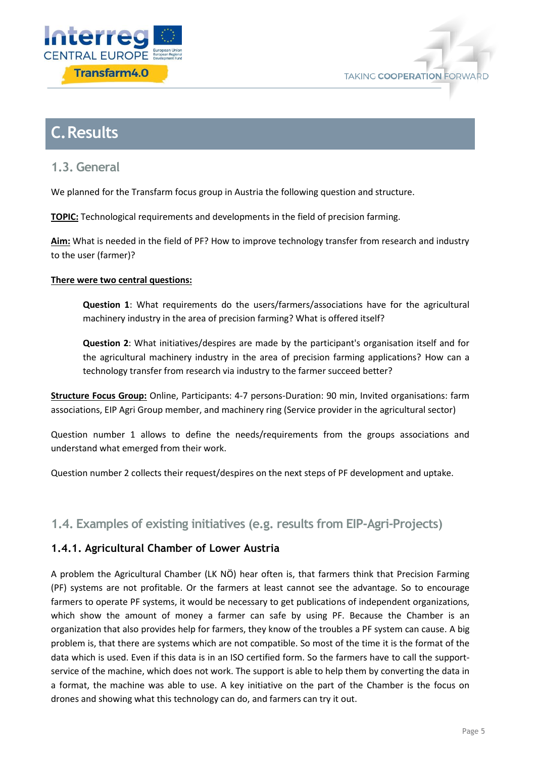# C. Results

## 1.3. General

We planned for the Transfarm focus group in Austria the following question and structure.

**TOPIC:** Technological requirements and developments in the field of precision farming.

**Aim:** What is needed in the field of PF? How to improve technology transfer from research and industry to the user (farmer)?

**There were two central questions:**

> **Question 1**: What requirements do the users/farmers/associations have for the agricultural machinery industry in the area of precision farming? What is offered itself?
>
> **Question 2**: What initiatives/despires are made by the participant's organisation itself and for the agricultural machinery industry in the area of precision farming applications? How can a technology transfer from research via industry to the farmer succeed better?

**Structure Focus Group:** Online, Participants: 4-7 persons-Duration: 90 min, Invited organisations: farm associations, EIP Agri Group member, and machinery ring (Service provider in the agricultural sector)

Question number 1 allows to define the needs/requirements from the groups associations and understand what emerged from their work.

Question number 2 collects their request/despires on the next steps of PF development and uptake.

## 1.4. Examples of existing initiatives (e.g. results from EIP-Agri-Projects)

### 1.4.1. Agricultural Chamber of Lower Austria

A problem the Agricultural Chamber (LK NÖ) hear often is, that farmers think that Precision Farming (PF) systems are not profitable. Or the farmers at least cannot see the advantage. So to encourage farmers to operate PF systems, it would be necessary to get publications of independent organizations, which show the amount of money a farmer can safe by using PF. Because the Chamber is an organization that also provides help for farmers, they know of the troubles a PF system can cause. A big problem is, that there are systems which are not compatible. So most of the time it is the format of the data which is used. Even if this data is in an ISO certified form. So the farmers have to call the support-service of the machine, which does not work. The support is able to help them by converting the data in a format, the machine was able to use. A key initiative on the part of the Chamber is the focus on drones and showing what this technology can do, and farmers can try it out.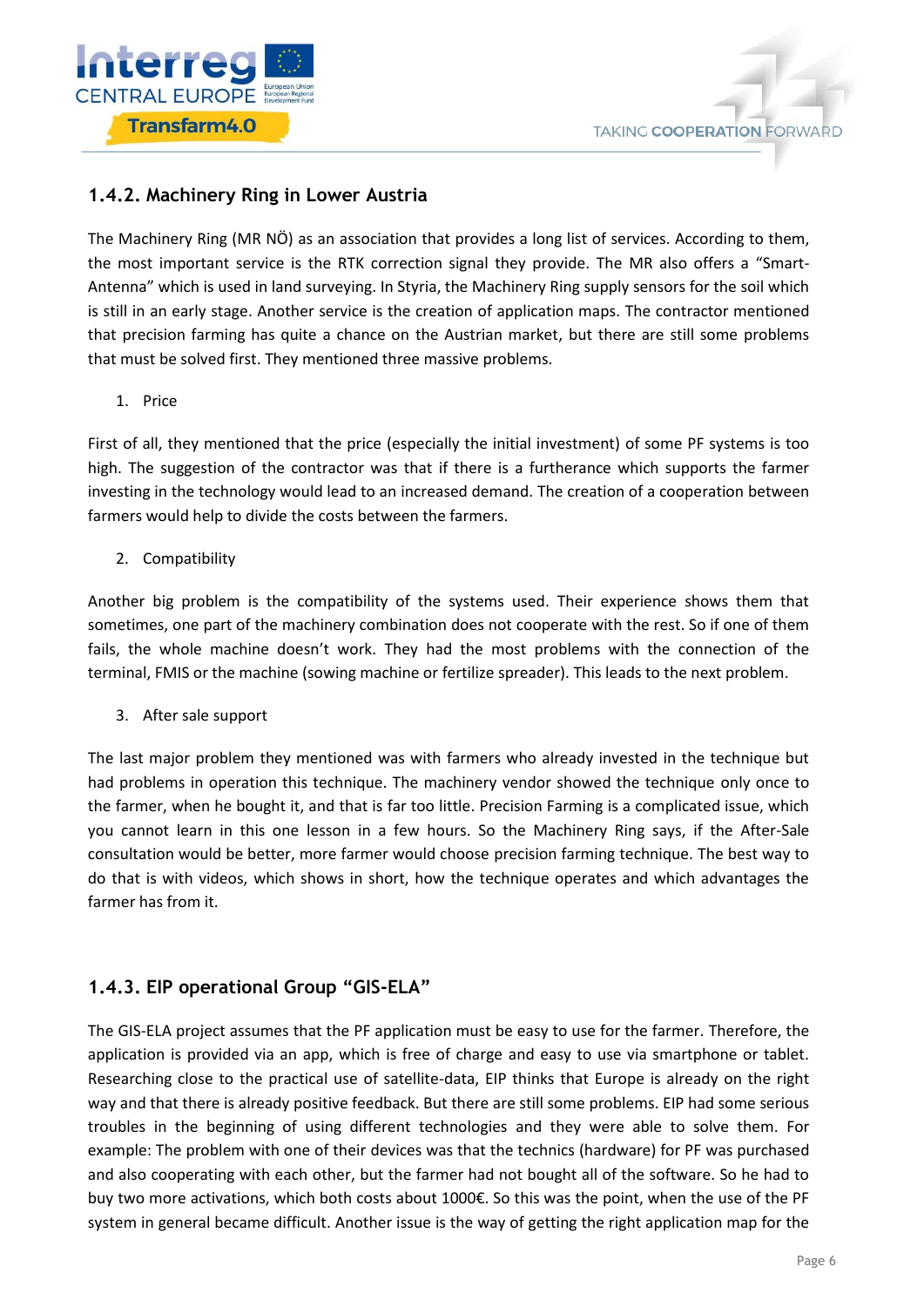### 1.4.2. Machinery Ring in Lower Austria

The Machinery Ring (MR NÖ) as an association that provides a long list of services. According to them, the most important service is the RTK correction signal they provide. The MR also offers a "Smart-Antenna" which is used in land surveying. In Styria, the Machinery Ring supply sensors for the soil which is still in an early stage. Another service is the creation of application maps. The contractor mentioned that precision farming has quite a chance on the Austrian market, but there are still some problems that must be solved first. They mentioned three massive problems.

1. Price

First of all, they mentioned that the price (especially the initial investment) of some PF systems is too high. The suggestion of the contractor was that if there is a furtherance which supports the farmer investing in the technology would lead to an increased demand. The creation of a cooperation between farmers would help to divide the costs between the farmers.

2. Compatibility

Another big problem is the compatibility of the systems used. Their experience shows them that sometimes, one part of the machinery combination does not cooperate with the rest. So if one of them fails, the whole machine doesn't work. They had the most problems with the connection of the terminal, FMIS or the machine (sowing machine or fertilize spreader). This leads to the next problem.

3. After sale support

The last major problem they mentioned was with farmers who already invested in the technique but had problems in operation this technique. The machinery vendor showed the technique only once to the farmer, when he bought it, and that is far too little. Precision Farming is a complicated issue, which you cannot learn in this one lesson in a few hours. So the Machinery Ring says, if the After-Sale consultation would be better, more farmer would choose precision farming technique. The best way to do that is with videos, which shows in short, how the technique operates and which advantages the farmer has from it.

### 1.4.3. EIP operational Group "GIS-ELA"

The GIS-ELA project assumes that the PF application must be easy to use for the farmer. Therefore, the application is provided via an app, which is free of charge and easy to use via smartphone or tablet. Researching close to the practical use of satellite-data, EIP thinks that Europe is already on the right way and that there is already positive feedback. But there are still some problems. EIP had some serious troubles in the beginning of using different technologies and they were able to solve them. For example: The problem with one of their devices was that the technics (hardware) for PF was purchased and also cooperating with each other, but the farmer had not bought all of the software. So he had to buy two more activations, which both costs about 1000€. So this was the point, when the use of the PF system in general became difficult. Another issue is the way of getting the right application map for the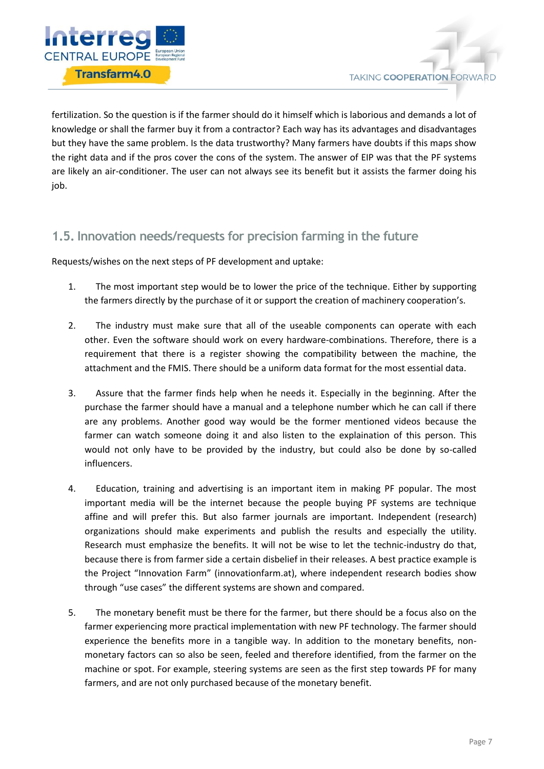fertilization. So the question is if the farmer should do it himself which is laborious and demands a lot of knowledge or shall the farmer buy it from a contractor? Each way has its advantages and disadvantages but they have the same problem. Is the data trustworthy? Many farmers have doubts if this maps show the right data and if the pros cover the cons of the system. The answer of EIP was that the PF systems are likely an air-conditioner. The user can not always see its benefit but it assists the farmer doing his job.

## 1.5. Innovation needs/requests for precision farming in the future

Requests/wishes on the next steps of PF development and uptake:

1. The most important step would be to lower the price of the technique. Either by supporting the farmers directly by the purchase of it or support the creation of machinery cooperation's.

2. The industry must make sure that all of the useable components can operate with each other. Even the software should work on every hardware-combinations. Therefore, there is a requirement that there is a register showing the compatibility between the machine, the attachment and the FMIS. There should be a uniform data format for the most essential data.

3. Assure that the farmer finds help when he needs it. Especially in the beginning. After the purchase the farmer should have a manual and a telephone number which he can call if there are any problems. Another good way would be the former mentioned videos because the farmer can watch someone doing it and also listen to the explaination of this person. This would not only have to be provided by the industry, but could also be done by so-called influencers.

4. Education, training and advertising is an important item in making PF popular. The most important media will be the internet because the people buying PF systems are technique affine and will prefer this. But also farmer journals are important. Independent (research) organizations should make experiments and publish the results and especially the utility. Research must emphasize the benefits. It will not be wise to let the technic-industry do that, because there is from farmer side a certain disbelief in their releases. A best practice example is the Project "Innovation Farm" (innovationfarm.at), where independent research bodies show through "use cases" the different systems are shown and compared.

5. The monetary benefit must be there for the farmer, but there should be a focus also on the farmer experiencing more practical implementation with new PF technology. The farmer should experience the benefits more in a tangible way. In addition to the monetary benefits, non-monetary factors can so also be seen, feeled and therefore identified, from the farmer on the machine or spot. For example, steering systems are seen as the first step towards PF for many farmers, and are not only purchased because of the monetary benefit.